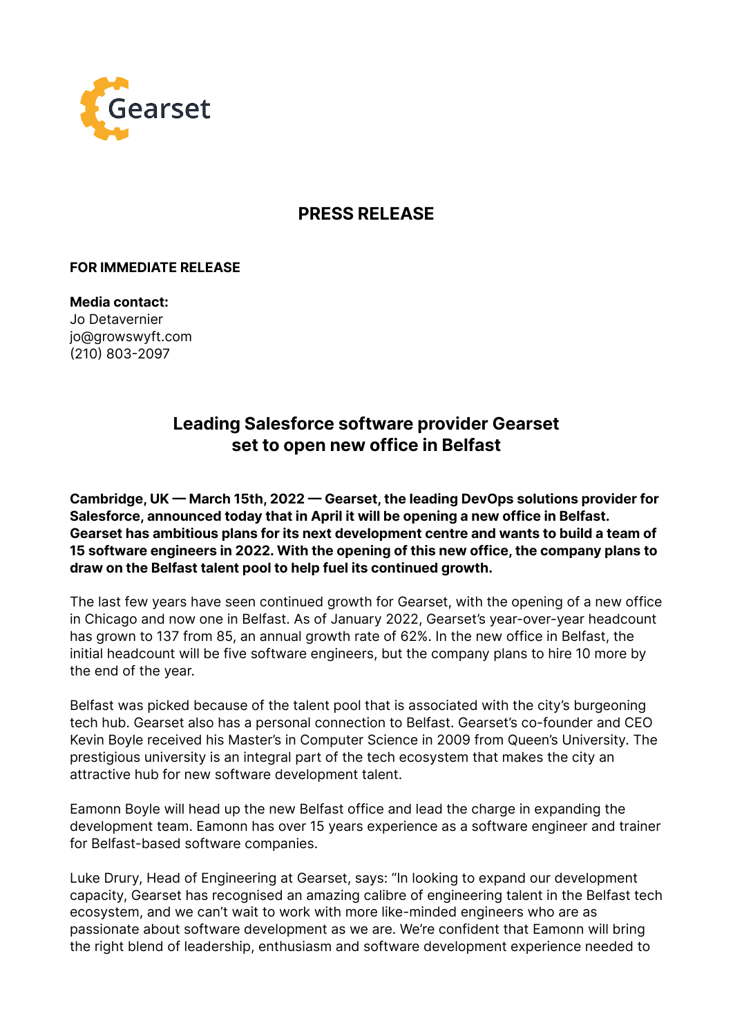Gearset

# PRESS RELEASE

**FOR IMMEDIATE RELEASE**

**Media contact:**
Jo Detavernier
jo@growswyft.com
(210) 803-2097

## Leading Salesforce software provider Gearset set to open new office in Belfast

**Cambridge, UK — March 15th, 2022 — Gearset, the leading DevOps solutions provider for Salesforce, announced today that in April it will be opening a new office in Belfast. Gearset has ambitious plans for its next development centre and wants to build a team of 15 software engineers in 2022. With the opening of this new office, the company plans to draw on the Belfast talent pool to help fuel its continued growth.**

The last few years have seen continued growth for Gearset, with the opening of a new office in Chicago and now one in Belfast. As of January 2022, Gearset's year-over-year headcount has grown to 137 from 85, an annual growth rate of 62%. In the new office in Belfast, the initial headcount will be five software engineers, but the company plans to hire 10 more by the end of the year.

Belfast was picked because of the talent pool that is associated with the city's burgeoning tech hub. Gearset also has a personal connection to Belfast. Gearset's co-founder and CEO Kevin Boyle received his Master's in Computer Science in 2009 from Queen's University. The prestigious university is an integral part of the tech ecosystem that makes the city an attractive hub for new software development talent.

Eamonn Boyle will head up the new Belfast office and lead the charge in expanding the development team. Eamonn has over 15 years experience as a software engineer and trainer for Belfast-based software companies.

Luke Drury, Head of Engineering at Gearset, says: "In looking to expand our development capacity, Gearset has recognised an amazing calibre of engineering talent in the Belfast tech ecosystem, and we can't wait to work with more like-minded engineers who are as passionate about software development as we are. We're confident that Eamonn will bring the right blend of leadership, enthusiasm and software development experience needed to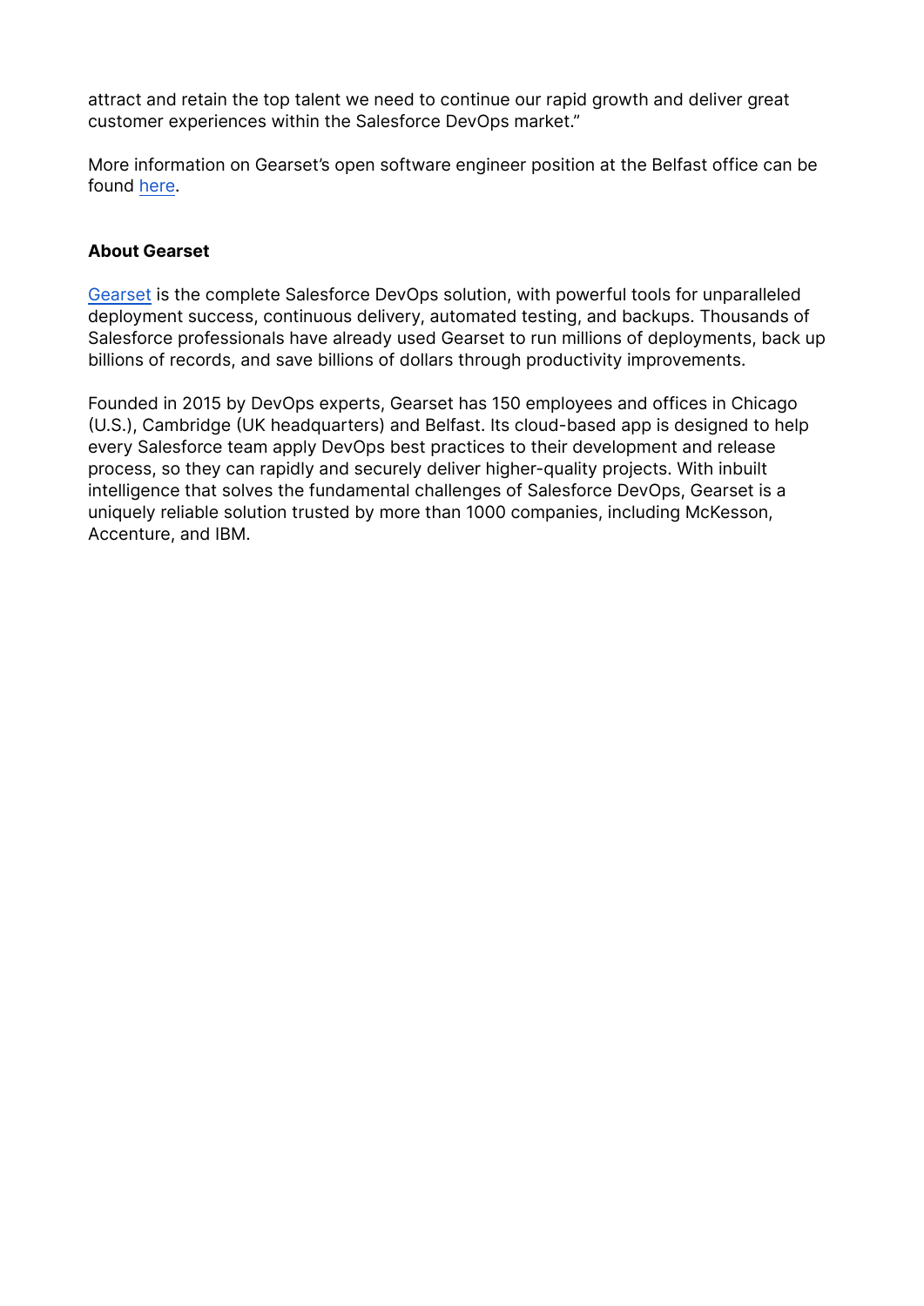attract and retain the top talent we need to continue our rapid growth and deliver great customer experiences within the Salesforce DevOps market."

More information on Gearset's open software engineer position at the Belfast office can be found here.

**About Gearset**

Gearset is the complete Salesforce DevOps solution, with powerful tools for unparalleled deployment success, continuous delivery, automated testing, and backups. Thousands of Salesforce professionals have already used Gearset to run millions of deployments, back up billions of records, and save billions of dollars through productivity improvements.

Founded in 2015 by DevOps experts, Gearset has 150 employees and offices in Chicago (U.S.), Cambridge (UK headquarters) and Belfast. Its cloud-based app is designed to help every Salesforce team apply DevOps best practices to their development and release process, so they can rapidly and securely deliver higher-quality projects. With inbuilt intelligence that solves the fundamental challenges of Salesforce DevOps, Gearset is a uniquely reliable solution trusted by more than 1000 companies, including McKesson, Accenture, and IBM.